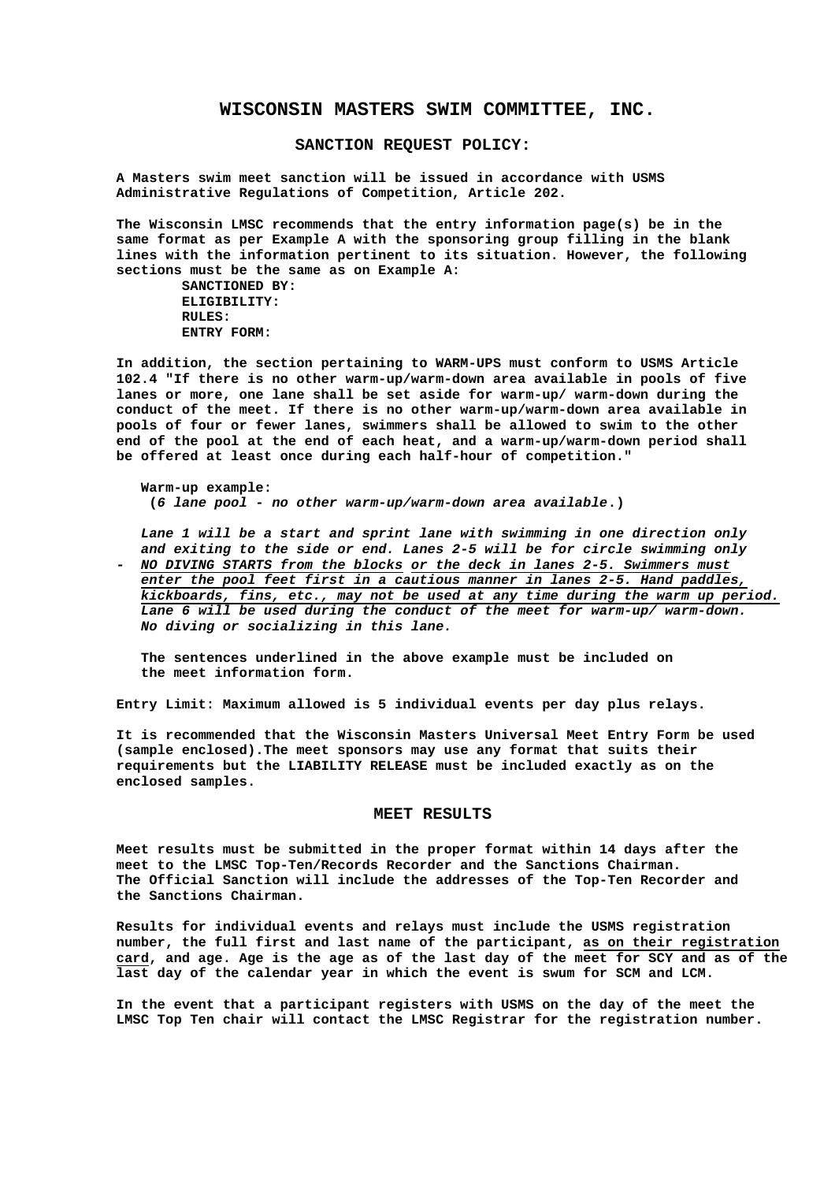# WISCONSIN MASTERS SWIM COMMITTEE, INC.

## SANCTION REQUEST POLICY:

**A Masters swim meet sanction will be issued in accordance with USMS Administrative Regulations of Competition, Article 202.**

**The Wisconsin LMSC recommends that the entry information page(s) be in the same format as per Example A with the sponsoring group filling in the blank lines with the information pertinent to its situation. However, the following sections must be the same as on Example A:**

- **SANCTIONED BY:**
- **ELIGIBILITY:**
- **RULES:**
- **ENTRY FORM:**

**In addition, the section pertaining to WARM-UPS must conform to USMS Article 102.4 "If there is no other warm-up/warm-down area available in pools of five lanes or more, one lane shall be set aside for warm-up/ warm-down during the conduct of the meet. If there is no other warm-up/warm-down area available in pools of four or fewer lanes, swimmers shall be allowed to swim to the other end of the pool at the end of each heat, and a warm-up/warm-down period shall be offered at least once during each half-hour of competition."**

**Warm-up example:**
**(*6 lane pool - no other warm-up/warm-down area available*.)**

***Lane 1 will be a start and sprint lane with swimming in one direction only and exiting to the side or end. Lanes 2-5 will be for circle swimming only - <u>NO DIVING STARTS from the blocks</u> <u>or the deck in lanes 2-5. Swimmers must enter the pool feet first in a cautious manner in lanes 2-5. Hand paddles, kickboards, fins, etc., may not be used at any time during the warm up period.</u> Lane 6 will be used during the conduct of the meet for warm-up/ warm-down. No diving or socializing in this lane.***

**The sentences underlined in the above example must be included on the meet information form.**

**Entry Limit: Maximum allowed is 5 individual events per day plus relays.**

**It is recommended that the Wisconsin Masters Universal Meet Entry Form be used (sample enclosed).The meet sponsors may use any format that suits their requirements but the LIABILITY RELEASE must be included exactly as on the enclosed samples.**

## MEET RESULTS

**Meet results must be submitted in the proper format within 14 days after the meet to the LMSC Top-Ten/Records Recorder and the Sanctions Chairman. The Official Sanction will include the addresses of the Top-Ten Recorder and the Sanctions Chairman.**

**Results for individual events and relays must include the USMS registration number, the full first and last name of the participant, <u>as on their registration card</u>, and age. Age is the age as of the last day of the meet for SCY and as of the last day of the calendar year in which the event is swum for SCM and LCM.**

**In the event that a participant registers with USMS on the day of the meet the LMSC Top Ten chair will contact the LMSC Registrar for the registration number.**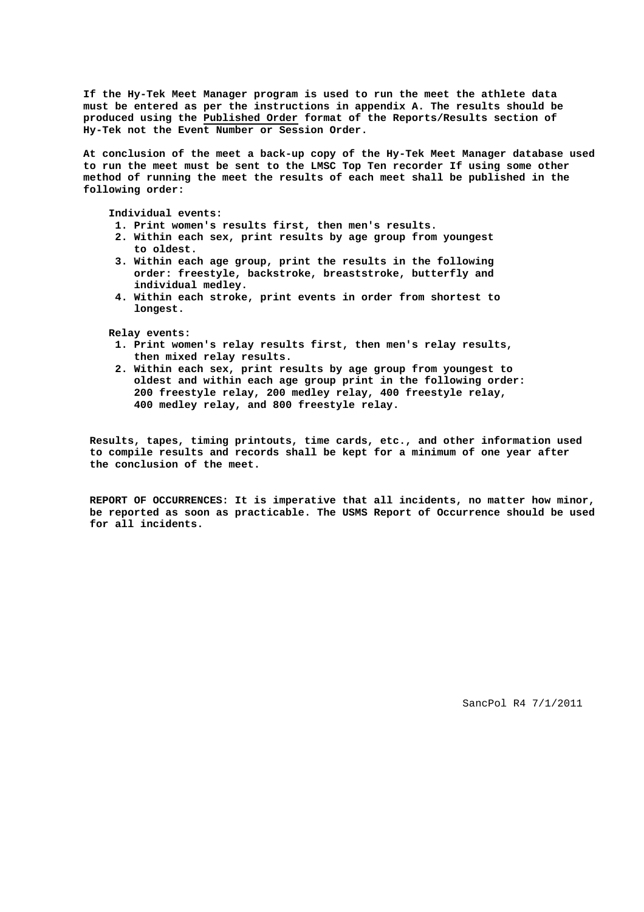**If the Hy-Tek Meet Manager program is used to run the meet the athlete data must be entered as per the instructions in appendix A. The results should be produced using the Published Order format of the Reports/Results section of Hy-Tek not the Event Number or Session Order.**

**At conclusion of the meet a back-up copy of the Hy-Tek Meet Manager database used to run the meet must be sent to the LMSC Top Ten recorder If using some other method of running the meet the results of each meet shall be published in the following order:**

**Individual events:**

1. **Print women's results first, then men's results.**
2. **Within each sex, print results by age group from youngest to oldest.**
3. **Within each age group, print the results in the following order: freestyle, backstroke, breaststroke, butterfly and individual medley.**
4. **Within each stroke, print events in order from shortest to longest.**

**Relay events:**

1. **Print women's relay results first, then men's relay results, then mixed relay results.**
2. **Within each sex, print results by age group from youngest to oldest and within each age group print in the following order: 200 freestyle relay, 200 medley relay, 400 freestyle relay, 400 medley relay, and 800 freestyle relay.**

**Results, tapes, timing printouts, time cards, etc., and other information used to compile results and records shall be kept for a minimum of one year after the conclusion of the meet.**

**REPORT OF OCCURRENCES: It is imperative that all incidents, no matter how minor, be reported as soon as practicable. The USMS Report of Occurrence should be used for all incidents.**

SancPol R4 7/1/2011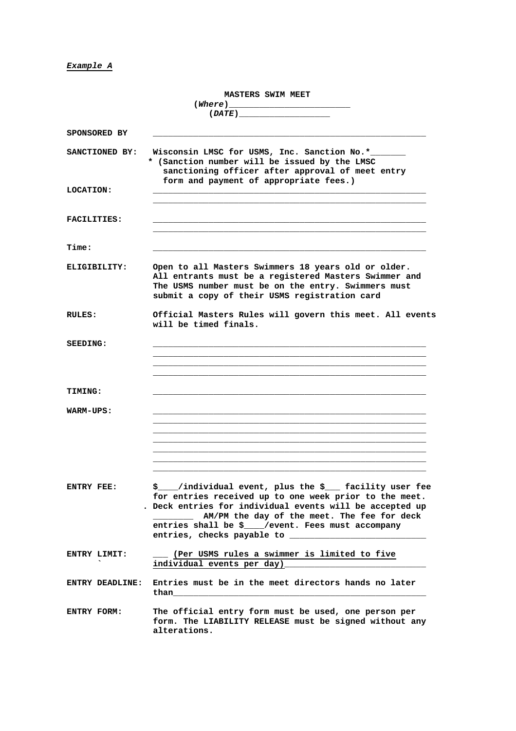***Example A***

**MASTERS SWIM MEET**
**(*Where*)________________________**
**(*DATE*)__________________**

**SPONSORED BY** __________________________________________________________

**SANCTIONED BY:** Wisconsin LMSC for USMS, Inc. Sanction No.*_______
* (Sanction number will be issued by the LMSC sanctioning officer after approval of meet entry form and payment of appropriate fees.)

**LOCATION:** __________________________________________________________
__________________________________________________________

**FACILITIES:** __________________________________________________________
__________________________________________________________

**Time:** __________________________________________________________

**ELIGIBILITY:** Open to all Masters Swimmers 18 years old or older. All entrants must be a registered Masters Swimmer and The USMS number must be on the entry. Swimmers must submit a copy of their USMS registration card

**RULES:** Official Masters Rules will govern this meet. All events will be timed finals.

**SEEDING:** __________________________________________________________
__________________________________________________________
__________________________________________________________
__________________________________________________________

**TIMING:** __________________________________________________________

**WARM-UPS:** __________________________________________________________
__________________________________________________________
__________________________________________________________
__________________________________________________________
__________________________________________________________
__________________________________________________________
__________________________________________________________

**ENTRY FEE:** $____/individual event, plus the $___ facility user fee for entries received up to one week prior to the meet. Deck entries for individual events will be accepted up ________ AM/PM the day of the meet. The fee for deck entries shall be $____/event. Fees must accompany entries, checks payable to __________________________

**ENTRY LIMIT:** ___ (Per USMS rules a swimmer is limited to five individual events per day)___________________________

**ENTRY DEADLINE:** Entries must be in the meet directors hands no later than_____________________________________________________

**ENTRY FORM:** The official entry form must be used, one person per form. The LIABILITY RELEASE must be signed without any alterations.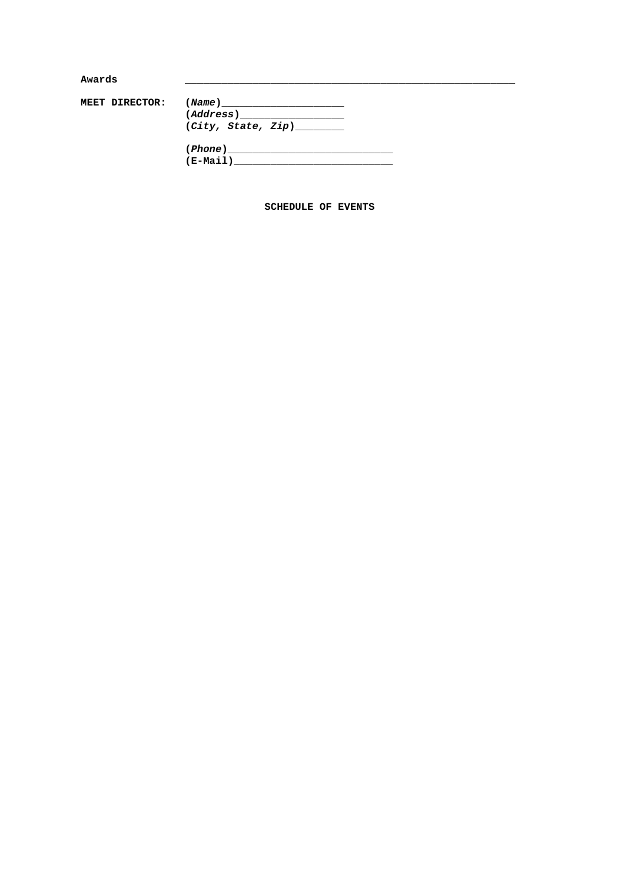**Awards** ________________________________________________________________

**MEET DIRECTOR:** **(*Name*)**_____________________
**(*Address*)**__________________
**(*City, State, Zip*)**________

**(*Phone*)**____________________________
**(E-Mail)**____________________________

**SCHEDULE OF EVENTS**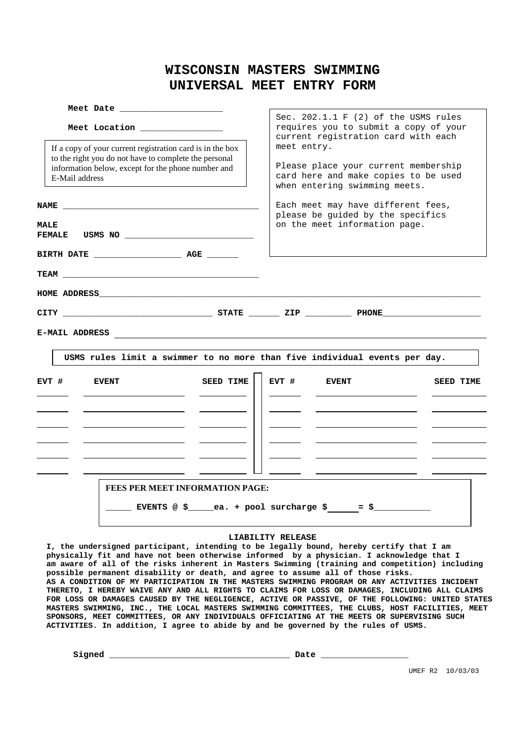# WISCONSIN MASTERS SWIMMING
# UNIVERSAL MEET ENTRY FORM

**Meet Date** ____________________

**Meet Location** ________________

If a copy of your current registration card is in the box to the right you do not have to complete the personal information below, except for the phone number and E-Mail address

Sec. 202.1.1 F (2) of the USMS rules requires you to submit a copy of your current registration card with each meet entry.

Please place your current membership card here and make copies to be used when entering swimming meets.

Each meet may have different fees, please be guided by the specifics on the meet information page.

**NAME** ________________________________________

**MALE**
**FEMALE** **USMS NO** __________________________

**BIRTH DATE** _________________ **AGE** ______

**TEAM** ________________________________________

**HOME ADDRESS**________________________________________________________________________________

**CITY** ______________________________ **STATE** ______ **ZIP** _________ **PHONE**___________________

**E-MAIL ADDRESS** ______________________________________________________________________________

**USMS rules limit a swimmer to no more than five individual events per day.**

| EVT # | EVENT | SEED TIME | EVT # | EVENT | SEED TIME |
|---|---|---|---|---|---|
| | | | | | |
| | | | | | |
| | | | | | |
| | | | | | |
| | | | | | |
| | | | | | |

**FEES PER MEET INFORMATION PAGE:**

_____ **EVENTS @ $_____ea. + pool surcharge $_____ = $___________**

**LIABILITY RELEASE**

**I, the undersigned participant, intending to be legally bound, hereby certify that I am physically fit and have not been otherwise informed by a physician. I acknowledge that I am aware of all of the risks inherent in Masters Swimming (training and competition) including possible permanent disability or death, and agree to assume all of those risks.**
**AS A CONDITION OF MY PARTICIPATION IN THE MASTERS SWIMMING PROGRAM OR ANY ACTIVITIES INCIDENT THERETO, I HEREBY WAIVE ANY AND ALL RIGHTS TO CLAIMS FOR LOSS OR DAMAGES, INCLUDING ALL CLAIMS FOR LOSS OR DAMAGES CAUSED BY THE NEGLIGENCE, ACTIVE OR PASSIVE, OF THE FOLLOWING: UNITED STATES MASTERS SWIMMING, INC., THE LOCAL MASTERS SWIMMING COMMITTEES, THE CLUBS, HOST FACILITIES, MEET SPONSORS, MEET COMMITTEES, OR ANY INDIVIDUALS OFFICIATING AT THE MEETS OR SUPERVISING SUCH ACTIVITIES. In addition, I agree to abide by and be governed by the rules of USMS.**

**Signed** ___________________________________ **Date** _________________

UMEF R2 10/03/03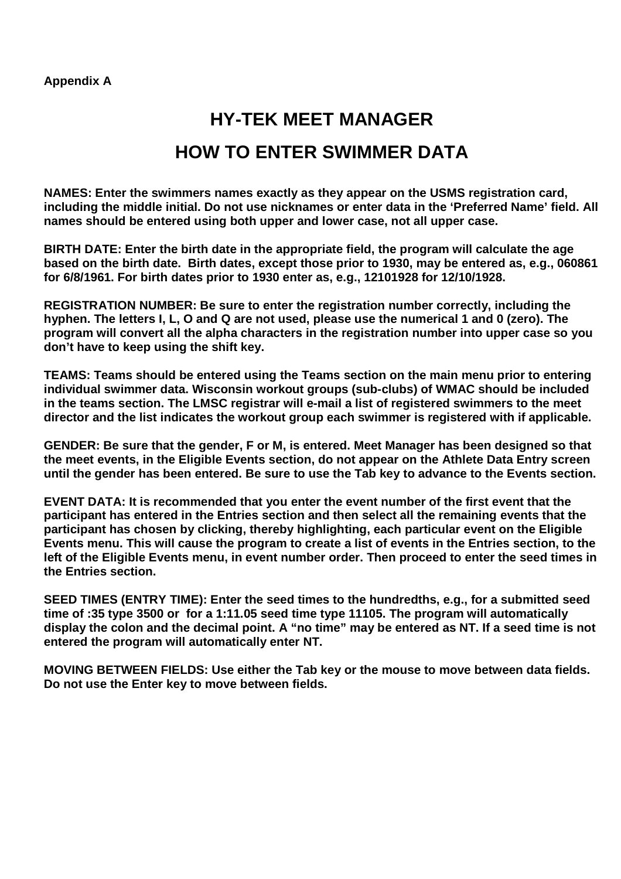**Appendix A**

# HY-TEK MEET MANAGER

# HOW TO ENTER SWIMMER DATA

**NAMES: Enter the swimmers names exactly as they appear on the USMS registration card, including the middle initial. Do not use nicknames or enter data in the 'Preferred Name' field. All names should be entered using both upper and lower case, not all upper case.**

**BIRTH DATE: Enter the birth date in the appropriate field, the program will calculate the age based on the birth date. Birth dates, except those prior to 1930, may be entered as, e.g., 060861 for 6/8/1961. For birth dates prior to 1930 enter as, e.g., 12101928 for 12/10/1928.**

**REGISTRATION NUMBER: Be sure to enter the registration number correctly, including the hyphen. The letters I, L, O and Q are not used, please use the numerical 1 and 0 (zero). The program will convert all the alpha characters in the registration number into upper case so you don't have to keep using the shift key.**

**TEAMS: Teams should be entered using the Teams section on the main menu prior to entering individual swimmer data. Wisconsin workout groups (sub-clubs) of WMAC should be included in the teams section. The LMSC registrar will e-mail a list of registered swimmers to the meet director and the list indicates the workout group each swimmer is registered with if applicable.**

**GENDER: Be sure that the gender, F or M, is entered. Meet Manager has been designed so that the meet events, in the Eligible Events section, do not appear on the Athlete Data Entry screen until the gender has been entered. Be sure to use the Tab key to advance to the Events section.**

**EVENT DATA: It is recommended that you enter the event number of the first event that the participant has entered in the Entries section and then select all the remaining events that the participant has chosen by clicking, thereby highlighting, each particular event on the Eligible Events menu. This will cause the program to create a list of events in the Entries section, to the left of the Eligible Events menu, in event number order. Then proceed to enter the seed times in the Entries section.**

**SEED TIMES (ENTRY TIME): Enter the seed times to the hundredths, e.g., for a submitted seed time of :35 type 3500 or for a 1:11.05 seed time type 11105. The program will automatically display the colon and the decimal point. A "no time" may be entered as NT. If a seed time is not entered the program will automatically enter NT.**

**MOVING BETWEEN FIELDS: Use either the Tab key or the mouse to move between data fields. Do not use the Enter key to move between fields.**